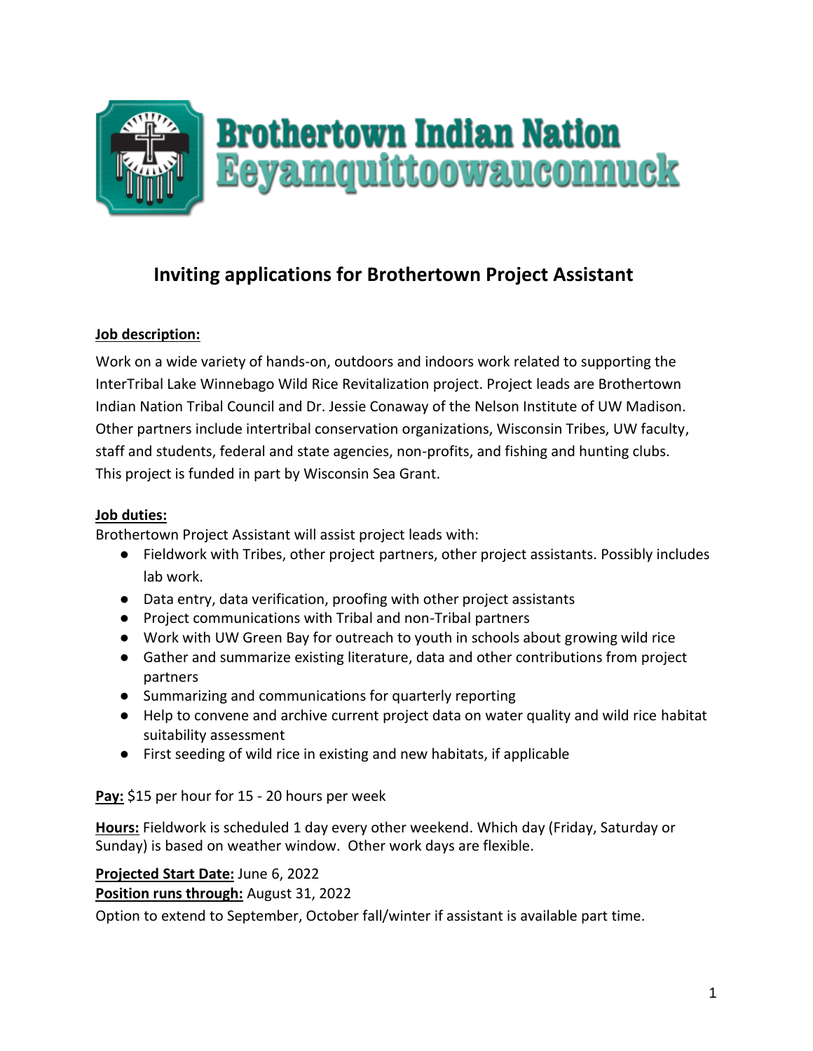# Brothertown Indian Nation
# Eeyamquittoowauconnuck

## Inviting applications for Brothertown Project Assistant

**Job description:**

Work on a wide variety of hands-on, outdoors and indoors work related to supporting the InterTribal Lake Winnebago Wild Rice Revitalization project. Project leads are Brothertown Indian Nation Tribal Council and Dr. Jessie Conaway of the Nelson Institute of UW Madison. Other partners include intertribal conservation organizations, Wisconsin Tribes, UW faculty, staff and students, federal and state agencies, non-profits, and fishing and hunting clubs. This project is funded in part by Wisconsin Sea Grant.

**Job duties:**

Brothertown Project Assistant will assist project leads with:

- Fieldwork with Tribes, other project partners, other project assistants. Possibly includes lab work.
- Data entry, data verification, proofing with other project assistants
- Project communications with Tribal and non-Tribal partners
- Work with UW Green Bay for outreach to youth in schools about growing wild rice
- Gather and summarize existing literature, data and other contributions from project partners
- Summarizing and communications for quarterly reporting
- Help to convene and archive current project data on water quality and wild rice habitat suitability assessment
- First seeding of wild rice in existing and new habitats, if applicable

**Pay:** $15 per hour for 15 - 20 hours per week

**Hours:** Fieldwork is scheduled 1 day every other weekend. Which day (Friday, Saturday or Sunday) is based on weather window. Other work days are flexible.

**Projected Start Date:** June 6, 2022

**Position runs through:** August 31, 2022

Option to extend to September, October fall/winter if assistant is available part time.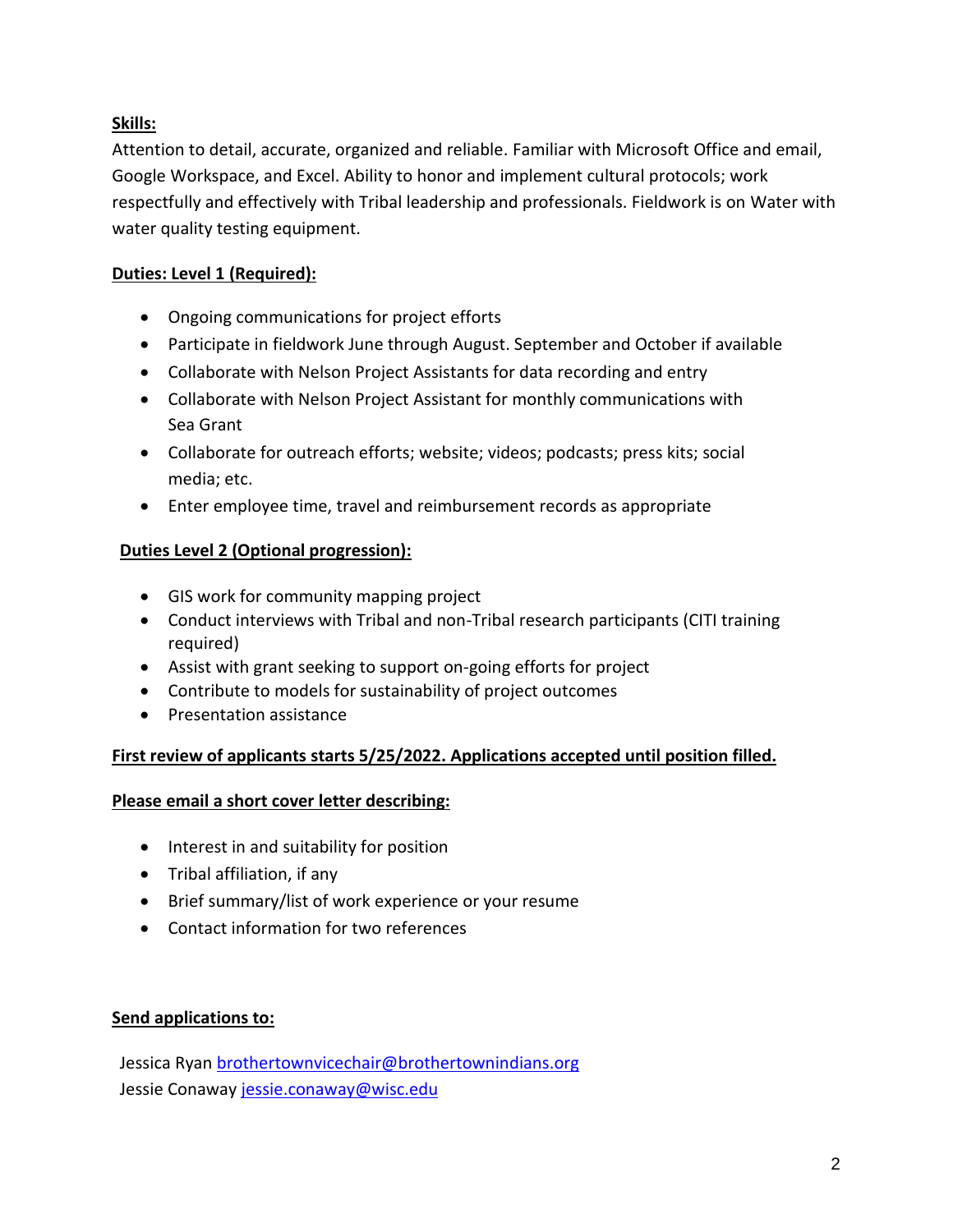**Skills:**

Attention to detail, accurate, organized and reliable. Familiar with Microsoft Office and email, Google Workspace, and Excel. Ability to honor and implement cultural protocols; work respectfully and effectively with Tribal leadership and professionals. Fieldwork is on Water with water quality testing equipment.

**Duties: Level 1 (Required):**

- Ongoing communications for project efforts
- Participate in fieldwork June through August. September and October if available
- Collaborate with Nelson Project Assistants for data recording and entry
- Collaborate with Nelson Project Assistant for monthly communications with Sea Grant
- Collaborate for outreach efforts; website; videos; podcasts; press kits; social media; etc.
- Enter employee time, travel and reimbursement records as appropriate

**Duties Level 2 (Optional progression):**

- GIS work for community mapping project
- Conduct interviews with Tribal and non-Tribal research participants (CITI training required)
- Assist with grant seeking to support on-going efforts for project
- Contribute to models for sustainability of project outcomes
- Presentation assistance

**First review of applicants starts 5/25/2022. Applications accepted until position filled.**

**Please email a short cover letter describing:**

- Interest in and suitability for position
- Tribal affiliation, if any
- Brief summary/list of work experience or your resume
- Contact information for two references

**Send applications to:**

Jessica Ryan brothertownvicechair@brothertownindians.org
Jessie Conaway jessie.conaway@wisc.edu